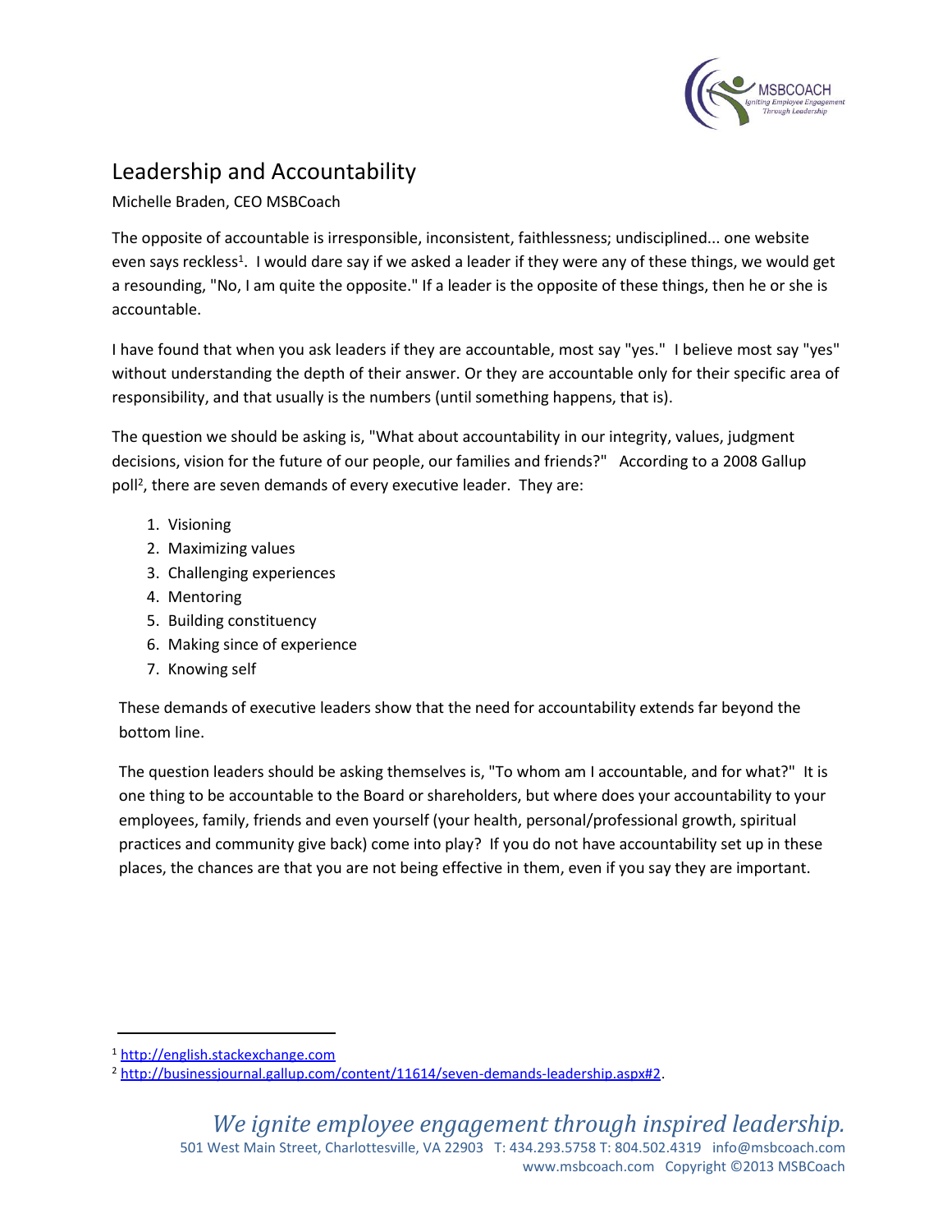# Leadership and Accountability

Michelle Braden, CEO MSBCoach

The opposite of accountable is irresponsible, inconsistent, faithlessness; undisciplined... one website even says reckless[1]. I would dare say if we asked a leader if they were any of these things, we would get a resounding, "No, I am quite the opposite." If a leader is the opposite of these things, then he or she is accountable.

I have found that when you ask leaders if they are accountable, most say "yes." I believe most say "yes" without understanding the depth of their answer. Or they are accountable only for their specific area of responsibility, and that usually is the numbers (until something happens, that is).

The question we should be asking is, "What about accountability in our integrity, values, judgment decisions, vision for the future of our people, our families and friends?" According to a 2008 Gallup poll[2], there are seven demands of every executive leader. They are:

1. Visioning
2. Maximizing values
3. Challenging experiences
4. Mentoring
5. Building constituency
6. Making since of experience
7. Knowing self

These demands of executive leaders show that the need for accountability extends far beyond the bottom line.

The question leaders should be asking themselves is, "To whom am I accountable, and for what?" It is one thing to be accountable to the Board or shareholders, but where does your accountability to your employees, family, friends and even yourself (your health, personal/professional growth, spiritual practices and community give back) come into play? If you do not have accountability set up in these places, the chances are that you are not being effective in them, even if you say they are important.

---

[1] http://english.stackexchange.com

[2] http://businessjournal.gallup.com/content/11614/seven-demands-leadership.aspx#2.

*We ignite employee engagement through inspired leadership.*

501 West Main Street, Charlottesville, VA 22903 T: 434.293.5758 T: 804.502.4319 info@msbcoach.com
www.msbcoach.com Copyright ©2013 MSBCoach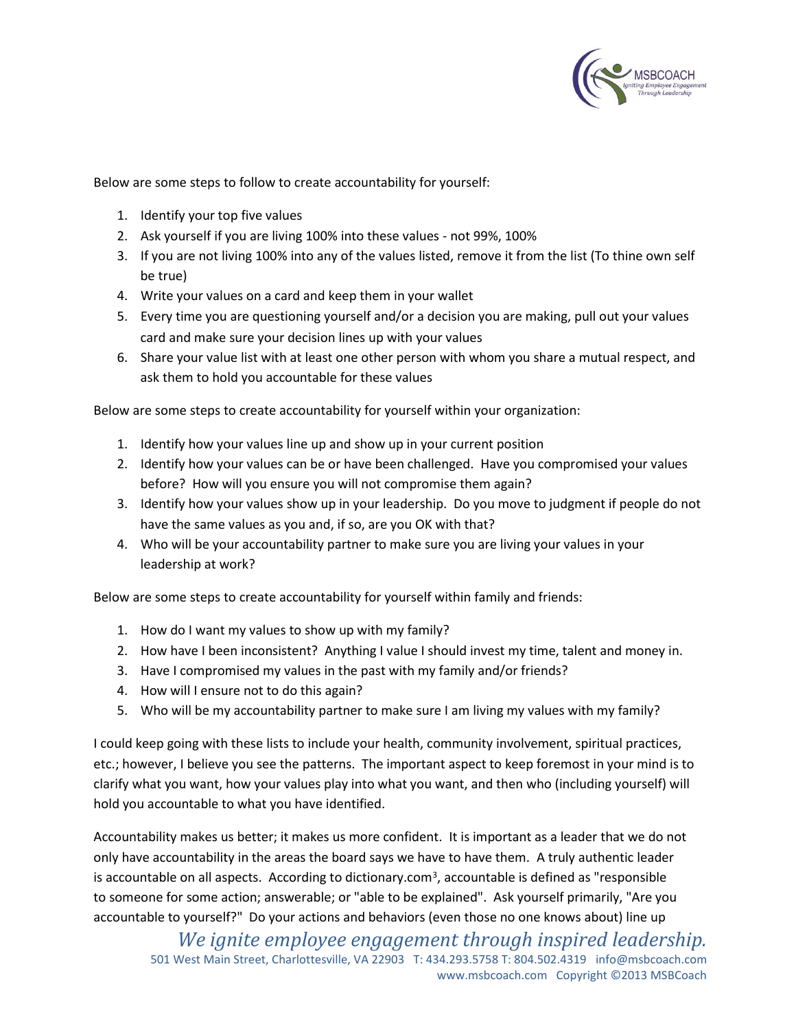Below are some steps to follow to create accountability for yourself:

1. Identify your top five values
2. Ask yourself if you are living 100% into these values - not 99%, 100%
3. If you are not living 100% into any of the values listed, remove it from the list (To thine own self be true)
4. Write your values on a card and keep them in your wallet
5. Every time you are questioning yourself and/or a decision you are making, pull out your values card and make sure your decision lines up with your values
6. Share your value list with at least one other person with whom you share a mutual respect, and ask them to hold you accountable for these values

Below are some steps to create accountability for yourself within your organization:

1. Identify how your values line up and show up in your current position
2. Identify how your values can be or have been challenged. Have you compromised your values before? How will you ensure you will not compromise them again?
3. Identify how your values show up in your leadership. Do you move to judgment if people do not have the same values as you and, if so, are you OK with that?
4. Who will be your accountability partner to make sure you are living your values in your leadership at work?

Below are some steps to create accountability for yourself within family and friends:

1. How do I want my values to show up with my family?
2. How have I been inconsistent? Anything I value I should invest my time, talent and money in.
3. Have I compromised my values in the past with my family and/or friends?
4. How will I ensure not to do this again?
5. Who will be my accountability partner to make sure I am living my values with my family?

I could keep going with these lists to include your health, community involvement, spiritual practices, etc.; however, I believe you see the patterns. The important aspect to keep foremost in your mind is to clarify what you want, how your values play into what you want, and then who (including yourself) will hold you accountable to what you have identified.

Accountability makes us better; it makes us more confident. It is important as a leader that we do not only have accountability in the areas the board says we have to have them. A truly authentic leader is accountable on all aspects. According to dictionary.com[3], accountable is defined as "responsible to someone for some action; answerable; or "able to be explained". Ask yourself primarily, "Are you accountable to yourself?" Do your actions and behaviors (even those no one knows about) line up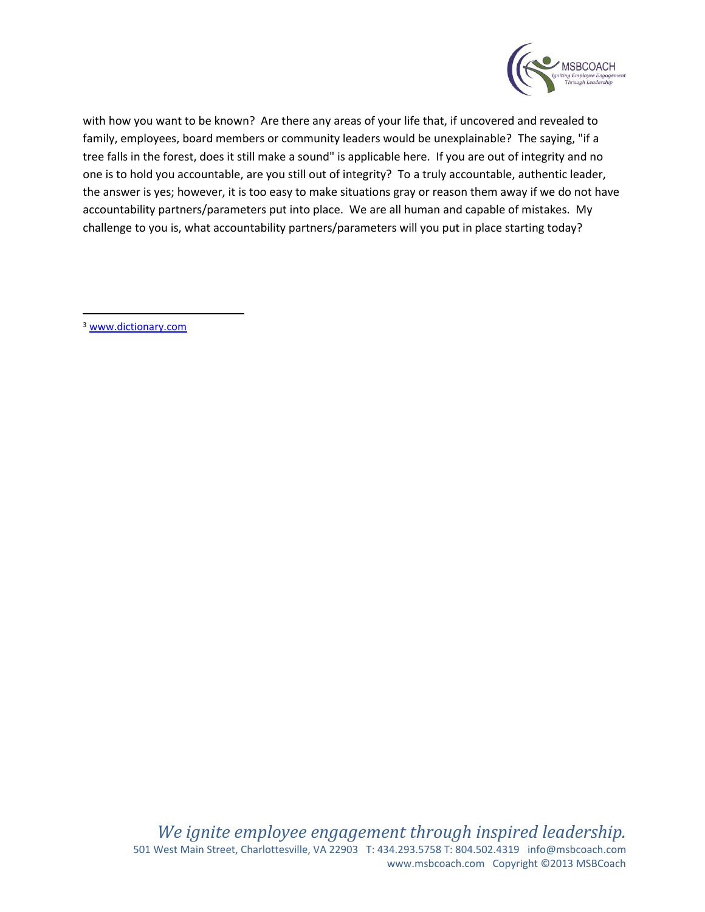with how you want to be known? Are there any areas of your life that, if uncovered and revealed to family, employees, board members or community leaders would be unexplainable? The saying, "if a tree falls in the forest, does it still make a sound" is applicable here. If you are out of integrity and no one is to hold you accountable, are you still out of integrity? To a truly accountable, authentic leader, the answer is yes; however, it is too easy to make situations gray or reason them away if we do not have accountability partners/parameters put into place. We are all human and capable of mistakes. My challenge to you is, what accountability partners/parameters will you put in place starting today?

[3] www.dictionary.com